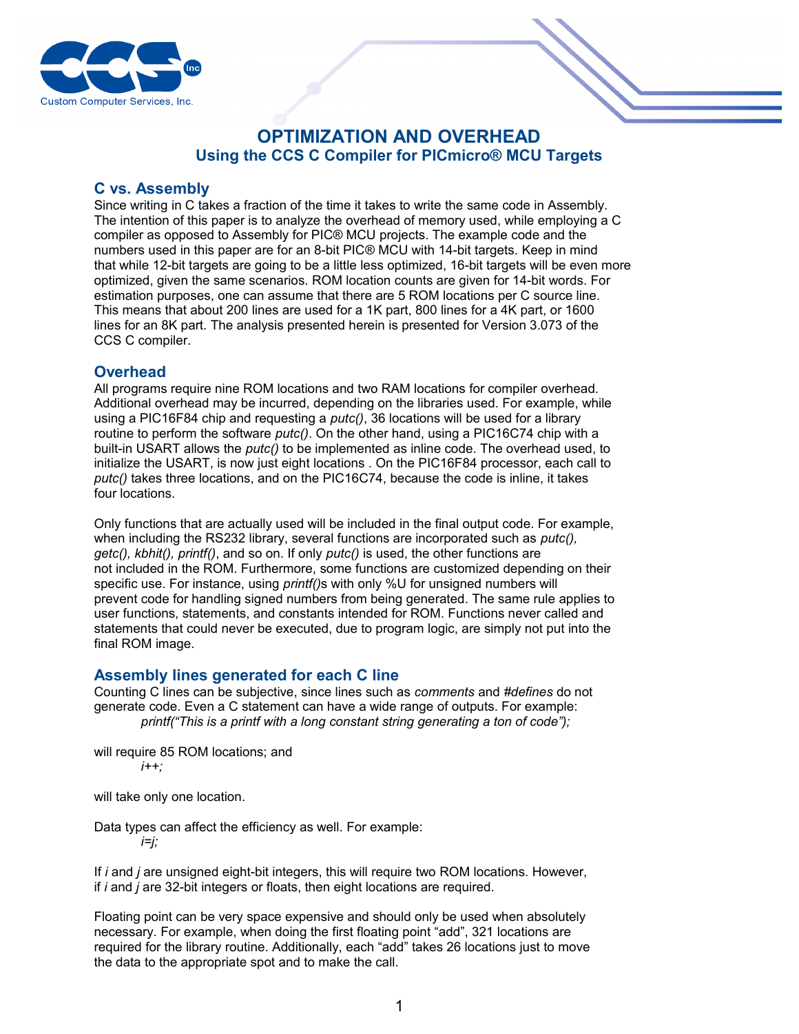# OPTIMIZATION AND OVERHEAD

## Using the CCS C Compiler for PICmicro® MCU Targets

### C vs. Assembly

Since writing in C takes a fraction of the time it takes to write the same code in Assembly. The intention of this paper is to analyze the overhead of memory used, while employing a C compiler as opposed to Assembly for PIC® MCU projects. The example code and the numbers used in this paper are for an 8-bit PIC® MCU with 14-bit targets. Keep in mind that while 12-bit targets are going to be a little less optimized, 16-bit targets will be even more optimized, given the same scenarios. ROM location counts are given for 14-bit words. For estimation purposes, one can assume that there are 5 ROM locations per C source line. This means that about 200 lines are used for a 1K part, 800 lines for a 4K part, or 1600 lines for an 8K part. The analysis presented herein is presented for Version 3.073 of the CCS C compiler.

### Overhead

All programs require nine ROM locations and two RAM locations for compiler overhead. Additional overhead may be incurred, depending on the libraries used. For example, while using a PIC16F84 chip and requesting a *putc()*, 36 locations will be used for a library routine to perform the software *putc()*. On the other hand, using a PIC16C74 chip with a built-in USART allows the *putc()* to be implemented as inline code. The overhead used, to initialize the USART, is now just eight locations . On the PIC16F84 processor, each call to *putc()* takes three locations, and on the PIC16C74, because the code is inline, it takes four locations.

Only functions that are actually used will be included in the final output code. For example, when including the RS232 library, several functions are incorporated such as *putc(), getc(), kbhit(), printf()*, and so on. If only *putc()* is used, the other functions are not included in the ROM. Furthermore, some functions are customized depending on their specific use. For instance, using *printf()*s with only %U for unsigned numbers will prevent code for handling signed numbers from being generated. The same rule applies to user functions, statements, and constants intended for ROM. Functions never called and statements that could never be executed, due to program logic, are simply not put into the final ROM image.

### Assembly lines generated for each C line

Counting C lines can be subjective, since lines such as *comments* and *#defines* do not generate code. Even a C statement can have a wide range of outputs. For example:

*printf("This is a printf with a long constant string generating a ton of code");*

will require 85 ROM locations; and

*i++;*

will take only one location.

Data types can affect the efficiency as well. For example:

*i=j;*

If *i* and *j* are unsigned eight-bit integers, this will require two ROM locations. However, if *i* and *j* are 32-bit integers or floats, then eight locations are required.

Floating point can be very space expensive and should only be used when absolutely necessary. For example, when doing the first floating point "add", 321 locations are required for the library routine. Additionally, each "add" takes 26 locations just to move the data to the appropriate spot and to make the call.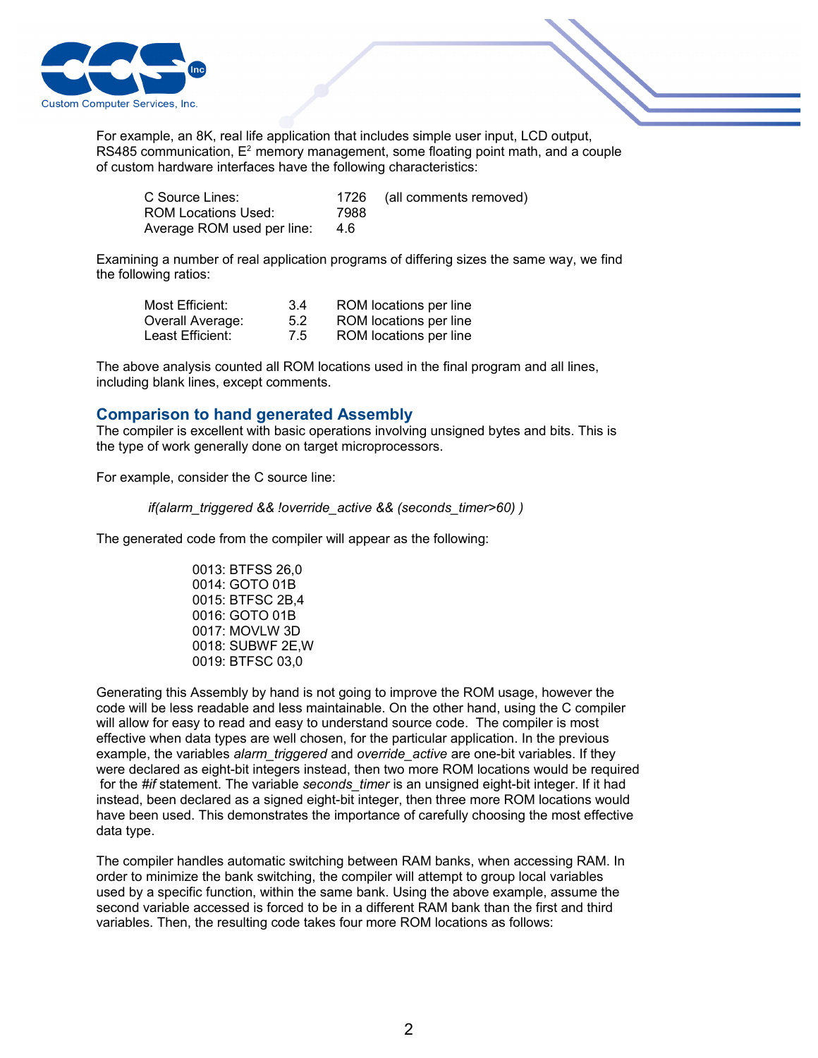For example, an 8K, real life application that includes simple user input, LCD output, RS485 communication, $E^2$ memory management, some floating point math, and a couple of custom hardware interfaces have the following characteristics:

| | | |
|---|---|---|
| C Source Lines: | 1726 | (all comments removed) |
| ROM Locations Used: | 7988 | |
| Average ROM used per line: | 4.6 | |

Examining a number of real application programs of differing sizes the same way, we find the following ratios:

| | | |
|---|---|---|
| Most Efficient: | 3.4 | ROM locations per line |
| Overall Average: | 5.2 | ROM locations per line |
| Least Efficient: | 7.5 | ROM locations per line |

The above analysis counted all ROM locations used in the final program and all lines, including blank lines, except comments.

## Comparison to hand generated Assembly

The compiler is excellent with basic operations involving unsigned bytes and bits. This is the type of work generally done on target microprocessors.

For example, consider the C source line:

*if(alarm_triggered && !override_active && (seconds_timer>60) )*

The generated code from the compiler will appear as the following:

```
0013: BTFSS 26,0
0014: GOTO 01B
0015: BTFSC 2B,4
0016: GOTO 01B
0017: MOVLW 3D
0018: SUBWF 2E,W
0019: BTFSC 03,0
```

Generating this Assembly by hand is not going to improve the ROM usage, however the code will be less readable and less maintainable. On the other hand, using the C compiler will allow for easy to read and easy to understand source code. The compiler is most effective when data types are well chosen, for the particular application. In the previous example, the variables *alarm_triggered* and *override_active* are one-bit variables. If they were declared as eight-bit integers instead, then two more ROM locations would be required for the *#if* statement. The variable *seconds_timer* is an unsigned eight-bit integer. If it had instead, been declared as a signed eight-bit integer, then three more ROM locations would have been used. This demonstrates the importance of carefully choosing the most effective data type.

The compiler handles automatic switching between RAM banks, when accessing RAM. In order to minimize the bank switching, the compiler will attempt to group local variables used by a specific function, within the same bank. Using the above example, assume the second variable accessed is forced to be in a different RAM bank than the first and third variables. Then, the resulting code takes four more ROM locations as follows: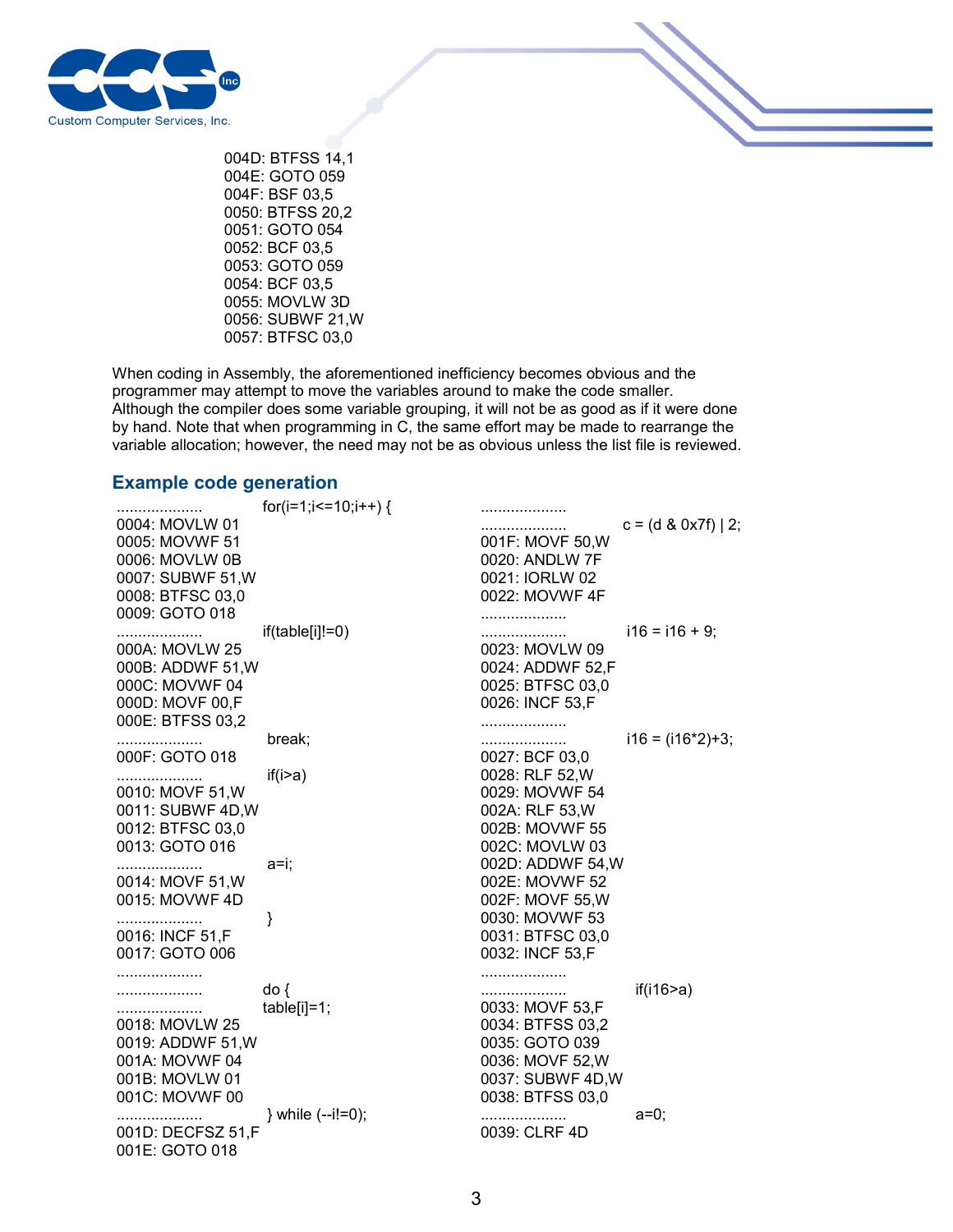```
004D: BTFSS 14,1
004E: GOTO 059
004F: BSF 03,5
0050: BTFSS 20,2
0051: GOTO 054
0052: BCF 03,5
0053: GOTO 059
0054: BCF 03,5
0055: MOVLW 3D
0056: SUBWF 21,W
0057: BTFSC 03,0
```

When coding in Assembly, the aforementioned inefficiency becomes obvious and the programmer may attempt to move the variables around to make the code smaller. Although the compiler does some variable grouping, it will not be as good as if it were done by hand. Note that when programming in C, the same effort may be made to rearrange the variable allocation; however, the need may not be as obvious unless the list file is reviewed.

## Example code generation

```
....................     for(i=1;i<=10;i++) {
0004: MOVLW 01
0005: MOVWF 51
0006: MOVLW 0B
0007: SUBWF 51,W
0008: BTFSC 03,0
0009: GOTO 018
....................     if(table[i]!=0)
000A: MOVLW 25
000B: ADDWF 51,W
000C: MOVWF 04
000D: MOVF 00,F
000E: BTFSS 03,2
....................      break;
000F: GOTO 018
....................      if(i>a)
0010: MOVF 51,W
0011: SUBWF 4D,W
0012: BTFSC 03,0
0013: GOTO 016
....................      a=i;
0014: MOVF 51,W
0015: MOVWF 4D
....................      }
0016: INCF 51,F
0017: GOTO 006
....................
....................     do {
....................     table[i]=1;
0018: MOVLW 25
0019: ADDWF 51,W
001A: MOVWF 04
001B: MOVLW 01
001C: MOVWF 00
....................      } while (--i!=0);
001D: DECFSZ 51,F
001E: GOTO 018
```

```
....................
....................      c = (d & 0x7f) | 2;
001F: MOVF 50,W
0020: ANDLW 7F
0021: IORLW 02
0022: MOVWF 4F
....................
....................      i16 = i16 + 9;
0023: MOVLW 09
0024: ADDWF 52,F
0025: BTFSC 03,0
0026: INCF 53,F
....................
....................      i16 = (i16*2)+3;
0027: BCF 03,0
0028: RLF 52,W
0029: MOVWF 54
002A: RLF 53,W
002B: MOVWF 55
002C: MOVLW 03
002D: ADDWF 54,W
002E: MOVWF 52
002F: MOVF 55,W
0030: MOVWF 53
0031: BTFSC 03,0
0032: INCF 53,F
....................
....................       if(i16>a)
0033: MOVF 53,F
0034: BTFSS 03,2
0035: GOTO 039
0036: MOVF 52,W
0037: SUBWF 4D,W
0038: BTFSS 03,0
....................       a=0;
0039: CLRF 4D
```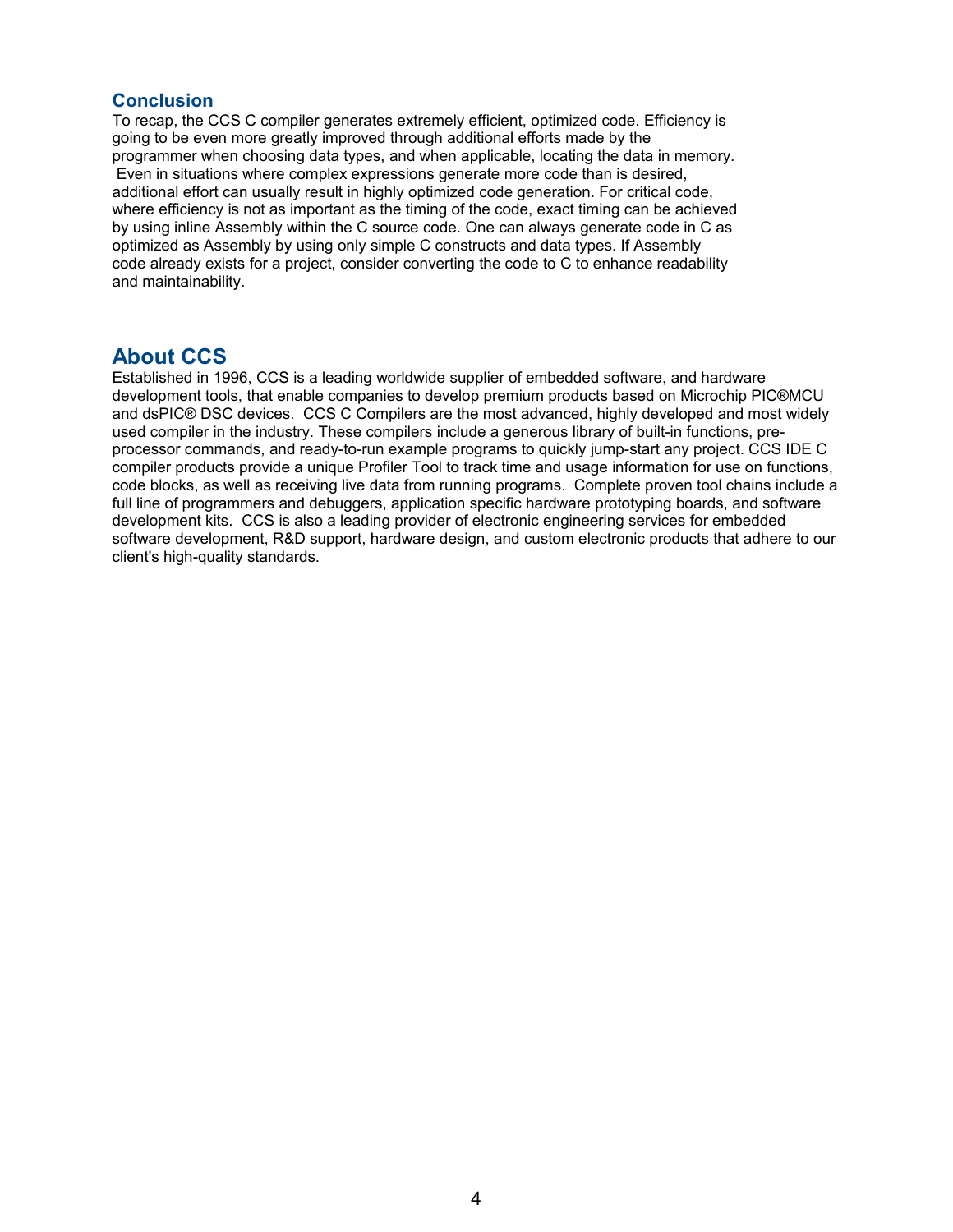## Conclusion

To recap, the CCS C compiler generates extremely efficient, optimized code. Efficiency is going to be even more greatly improved through additional efforts made by the programmer when choosing data types, and when applicable, locating the data in memory. Even in situations where complex expressions generate more code than is desired, additional effort can usually result in highly optimized code generation. For critical code, where efficiency is not as important as the timing of the code, exact timing can be achieved by using inline Assembly within the C source code. One can always generate code in C as optimized as Assembly by using only simple C constructs and data types. If Assembly code already exists for a project, consider converting the code to C to enhance readability and maintainability.

## About CCS

Established in 1996, CCS is a leading worldwide supplier of embedded software, and hardware development tools, that enable companies to develop premium products based on Microchip PIC®MCU and dsPIC® DSC devices. CCS C Compilers are the most advanced, highly developed and most widely used compiler in the industry. These compilers include a generous library of built-in functions, pre-processor commands, and ready-to-run example programs to quickly jump-start any project. CCS IDE C compiler products provide a unique Profiler Tool to track time and usage information for use on functions, code blocks, as well as receiving live data from running programs. Complete proven tool chains include a full line of programmers and debuggers, application specific hardware prototyping boards, and software development kits. CCS is also a leading provider of electronic engineering services for embedded software development, R&D support, hardware design, and custom electronic products that adhere to our client's high-quality standards.